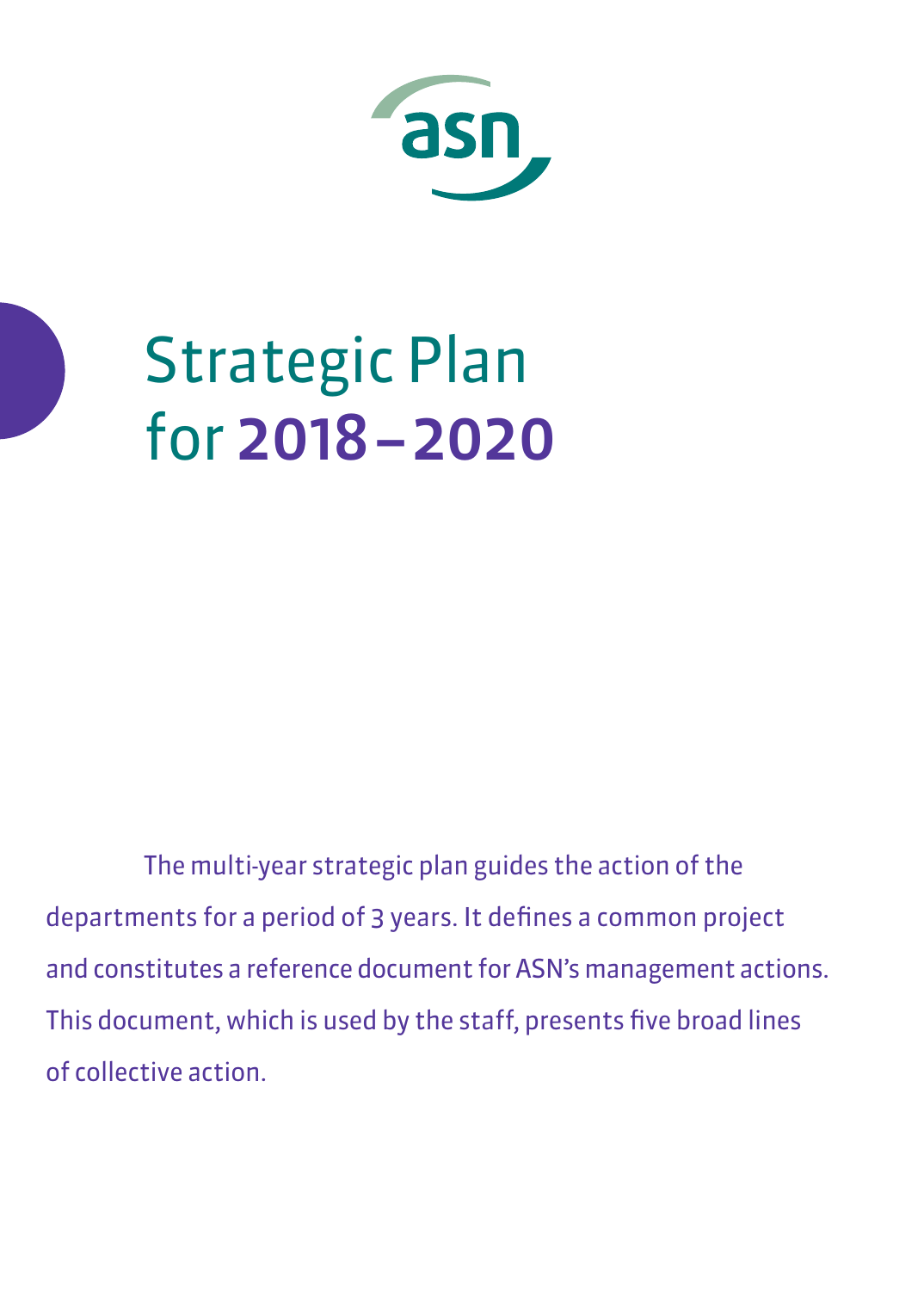asn

# Strategic Plan for 2018 – 2020

The multi-year strategic plan guides the action of the departments for a period of 3 years. It defines a common project and constitutes a reference document for ASN's management actions. This document, which is used by the staff, presents five broad lines of collective action.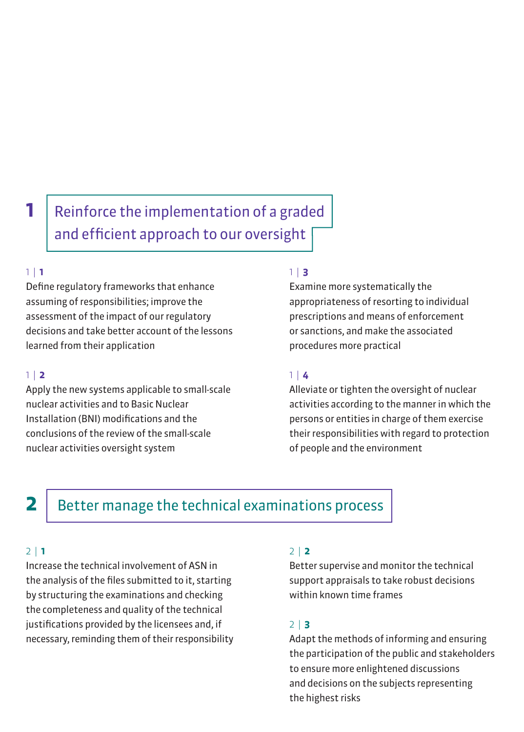## 1 Reinforce the implementation of a graded and efficient approach to our oversight

**1 | 1**

Define regulatory frameworks that enhance assuming of responsibilities; improve the assessment of the impact of our regulatory decisions and take better account of the lessons learned from their application

**1 | 2**

Apply the new systems applicable to small-scale nuclear activities and to Basic Nuclear Installation (BNI) modifications and the conclusions of the review of the small-scale nuclear activities oversight system

**1 | 3**

Examine more systematically the appropriateness of resorting to individual prescriptions and means of enforcement or sanctions, and make the associated procedures more practical

**1 | 4**

Alleviate or tighten the oversight of nuclear activities according to the manner in which the persons or entities in charge of them exercise their responsibilities with regard to protection of people and the environment

## 2 Better manage the technical examinations process

**2 | 1**

Increase the technical involvement of ASN in the analysis of the files submitted to it, starting by structuring the examinations and checking the completeness and quality of the technical justifications provided by the licensees and, if necessary, reminding them of their responsibility

**2 | 2**

Better supervise and monitor the technical support appraisals to take robust decisions within known time frames

**2 | 3**

Adapt the methods of informing and ensuring the participation of the public and stakeholders to ensure more enlightened discussions and decisions on the subjects representing the highest risks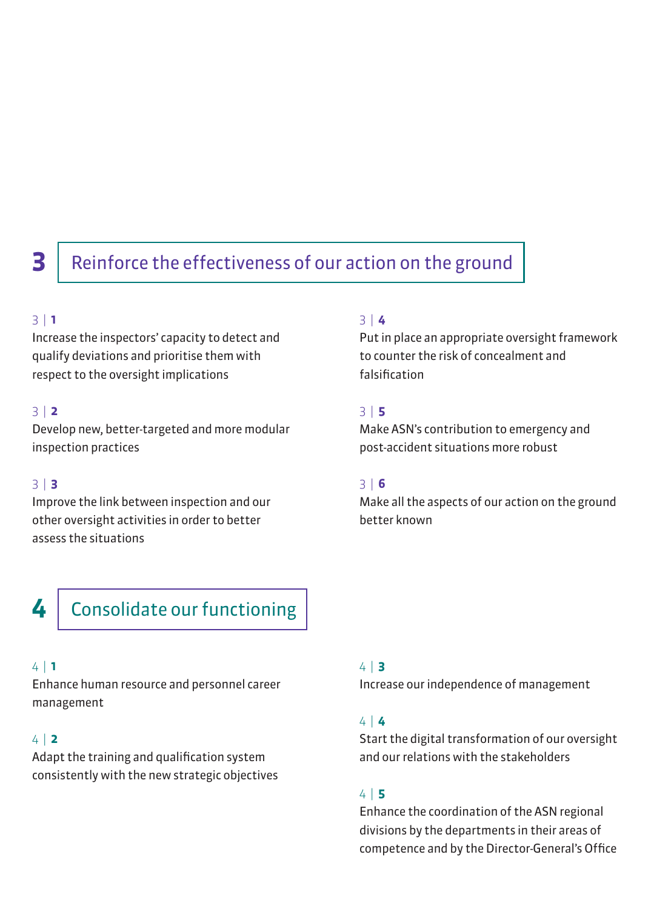## 3 Reinforce the effectiveness of our action on the ground

3 | **1**
Increase the inspectors' capacity to detect and qualify deviations and prioritise them with respect to the oversight implications

3 | **2**
Develop new, better-targeted and more modular inspection practices

3 | **3**
Improve the link between inspection and our other oversight activities in order to better assess the situations

3 | **4**
Put in place an appropriate oversight framework to counter the risk of concealment and falsification

3 | **5**
Make ASN's contribution to emergency and post-accident situations more robust

3 | **6**
Make all the aspects of our action on the ground better known

## 4 Consolidate our functioning

4 | **1**
Enhance human resource and personnel career management

4 | **2**
Adapt the training and qualification system consistently with the new strategic objectives

4 | **3**
Increase our independence of management

4 | **4**
Start the digital transformation of our oversight and our relations with the stakeholders

4 | **5**
Enhance the coordination of the ASN regional divisions by the departments in their areas of competence and by the Director-General's Office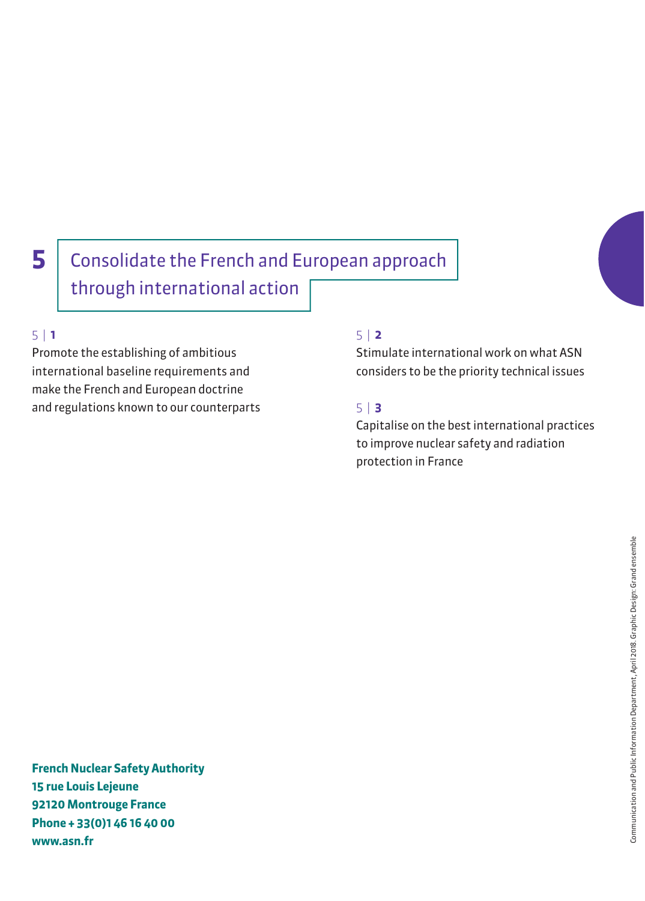## 5 Consolidate the French and European approach through international action

5 | **1**

Promote the establishing of ambitious international baseline requirements and make the French and European doctrine and regulations known to our counterparts

5 | **2**

Stimulate international work on what ASN considers to be the priority technical issues

5 | **3**

Capitalise on the best international practices to improve nuclear safety and radiation protection in France

**French Nuclear Safety Authority**
**15 rue Louis Lejeune**
**92120 Montrouge France**
**Phone + 33(0)1 46 16 40 00**
**www.asn.fr**

Communication and Public Information Department, April 2018. Graphic Design: Grand ensemble